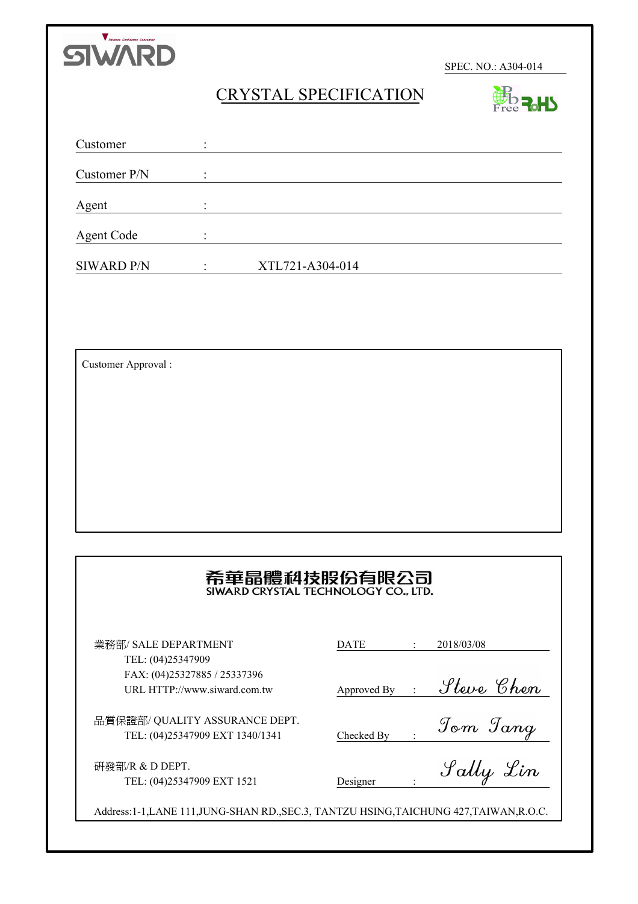SIWARD

SPEC. NO.: A304-014

# CRYSTAL SPECIFICATION

Pb Free RoHS

| | | |
|---|---|---|
| Customer | : | |
| Customer P/N | : | |
| Agent | : | |
| Agent Code | : | |
| SIWARD P/N | : | XTL721-A304-014 |

Customer Approval :

## 希華晶體科技股份有限公司
## SIWARD CRYSTAL TECHNOLOGY CO., LTD.

業務部/ SALE DEPARTMENT
TEL: (04)25347909
FAX: (04)25327885 / 25337396
URL HTTP://www.siward.com.tw

品質保證部/ QUALITY ASSURANCE DEPT.
TEL: (04)25347909 EXT 1340/1341

研發部/R & D DEPT.
TEL: (04)25347909 EXT 1521

| | | |
|---|---|---|
| DATE | : | 2018/03/08 |
| Approved By | : | Steve Chen |
| Checked By | : | Tom Tang |
| Designer | : | Sally Lin |

Address:1-1,LANE 111,JUNG-SHAN RD.,SEC.3, TANTZU HSING,TAICHUNG 427,TAIWAN,R.O.C.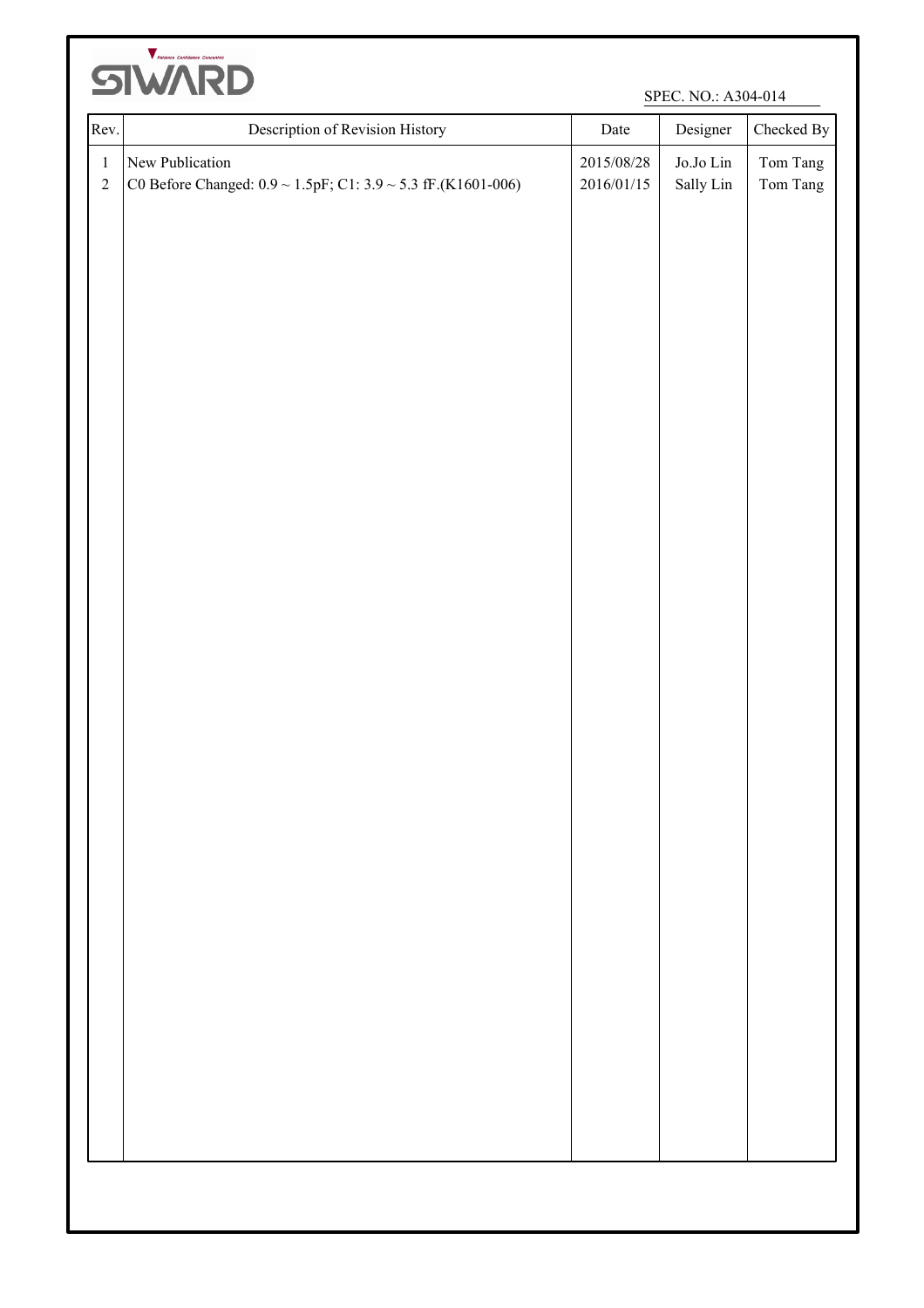SIWARD

SPEC. NO.: A304-014

| Rev. | Description of Revision History | Date | Designer | Checked By |
| --- | --- | --- | --- | --- |
| 1 | New Publication | 2015/08/28 | Jo.Jo Lin | Tom Tang |
| 2 | C0 Before Changed: 0.9 ~ 1.5pF; C1: 3.9 ~ 5.3 fF.(K1601-006) | 2016/01/15 | Sally Lin | Tom Tang |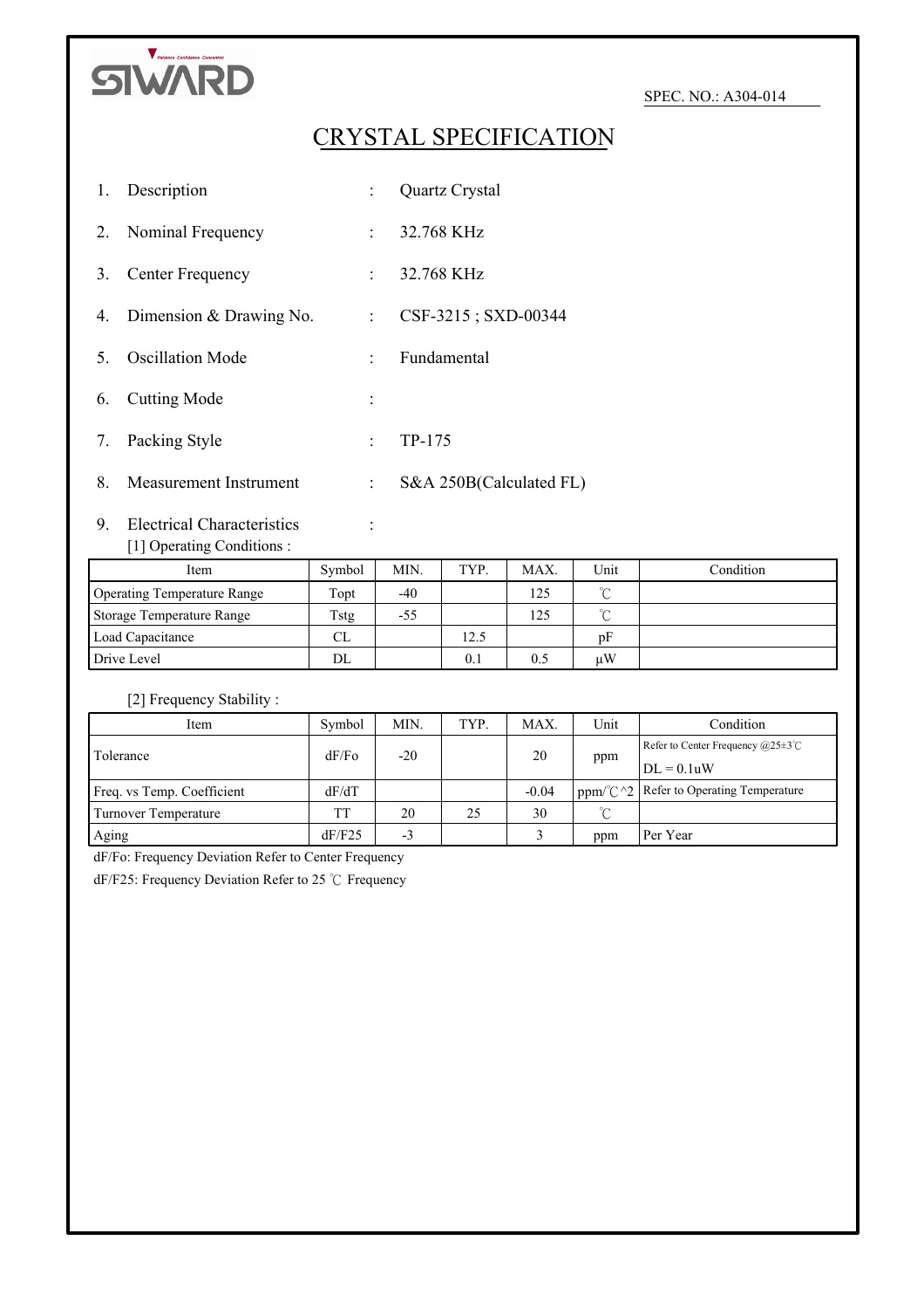SIWARD

SPEC. NO.: A304-014

# CRYSTAL SPECIFICATION

1. Description : Quartz Crystal
2. Nominal Frequency : 32.768 KHz
3. Center Frequency : 32.768 KHz
4. Dimension & Drawing No. : CSF-3215 ; SXD-00344
5. Oscillation Mode : Fundamental
6. Cutting Mode :
7. Packing Style : TP-175
8. Measurement Instrument : S&A 250B(Calculated FL)
9. Electrical Characteristics :

[1] Operating Conditions :

| Item | Symbol | MIN. | TYP. | MAX. | Unit | Condition |
|---|---|---|---|---|---|---|
| Operating Temperature Range | Topt | -40 | | 125 | ℃ | |
| Storage Temperature Range | Tstg | -55 | | 125 | ℃ | |
| Load Capacitance | CL | | 12.5 | | pF | |
| Drive Level | DL | | 0.1 | 0.5 | μW | |

[2] Frequency Stability :

| Item | Symbol | MIN. | TYP. | MAX. | Unit | Condition |
|---|---|---|---|---|---|---|
| Tolerance | dF/Fo | -20 | | 20 | ppm | Refer to Center Frequency @25±3℃ DL = 0.1uW |
| Freq. vs Temp. Coefficient | dF/dT | | | -0.04 | ppm/℃^2 | Refer to Operating Temperature |
| Turnover Temperature | TT | 20 | 25 | 30 | ℃ | |
| Aging | dF/F25 | -3 | | 3 | ppm | Per Year |

dF/Fo: Frequency Deviation Refer to Center Frequency

dF/F25: Frequency Deviation Refer to 25 ℃ Frequency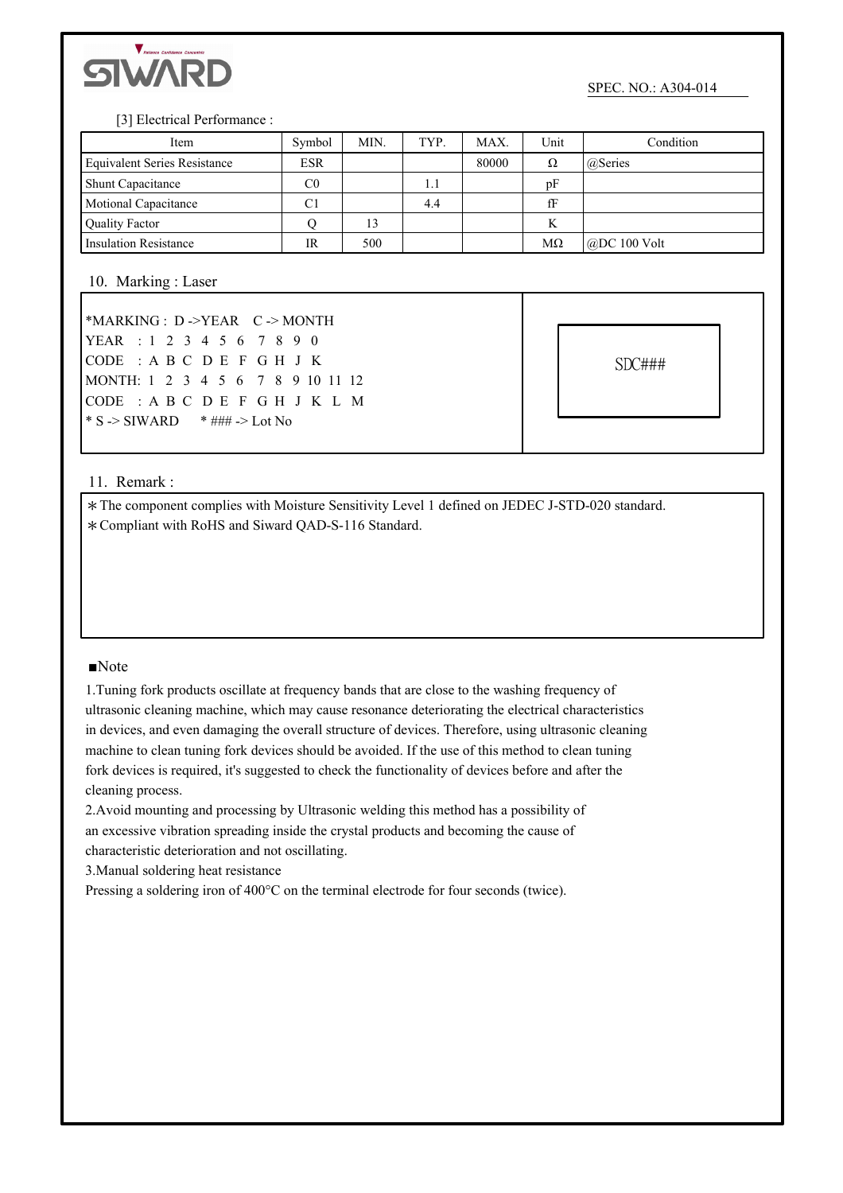[3] Electrical Performance :

| Item | Symbol | MIN. | TYP. | MAX. | Unit | Condition |
|---|---|---|---|---|---|---|
| Equivalent Series Resistance | ESR | | | 80000 | Ω | @Series |
| Shunt Capacitance | C0 | | 1.1 | | pF | |
| Motional Capacitance | C1 | | 4.4 | | fF | |
| Quality Factor | Q | 13 | | | K | |
| Insulation Resistance | IR | 500 | | | MΩ | @DC 100 Volt |

## 10. Marking : Laser

*MARKING : D ->YEAR  C -> MONTH
YEAR : 1 2 3 4 5 6 7 8 9 0
CODE : A B C D E F G H J K
MONTH: 1 2 3 4 5 6 7 8 9 10 11 12
CODE : A B C D E F G H J K L M
* S -> SIWARD  * ### -> Lot No

SDC###

## 11. Remark :

＊The component complies with Moisture Sensitivity Level 1 defined on JEDEC J-STD-020 standard.
＊Compliant with RoHS and Siward QAD-S-116 Standard.

■Note

1.Tuning fork products oscillate at frequency bands that are close to the washing frequency of ultrasonic cleaning machine, which may cause resonance deteriorating the electrical characteristics in devices, and even damaging the overall structure of devices. Therefore, using ultrasonic cleaning machine to clean tuning fork devices should be avoided. If the use of this method to clean tuning fork devices is required, it's suggested to check the functionality of devices before and after the cleaning process.

2.Avoid mounting and processing by Ultrasonic welding this method has a possibility of an excessive vibration spreading inside the crystal products and becoming the cause of characteristic deterioration and not oscillating.

3.Manual soldering heat resistance
Pressing a soldering iron of 400°C on the terminal electrode for four seconds (twice).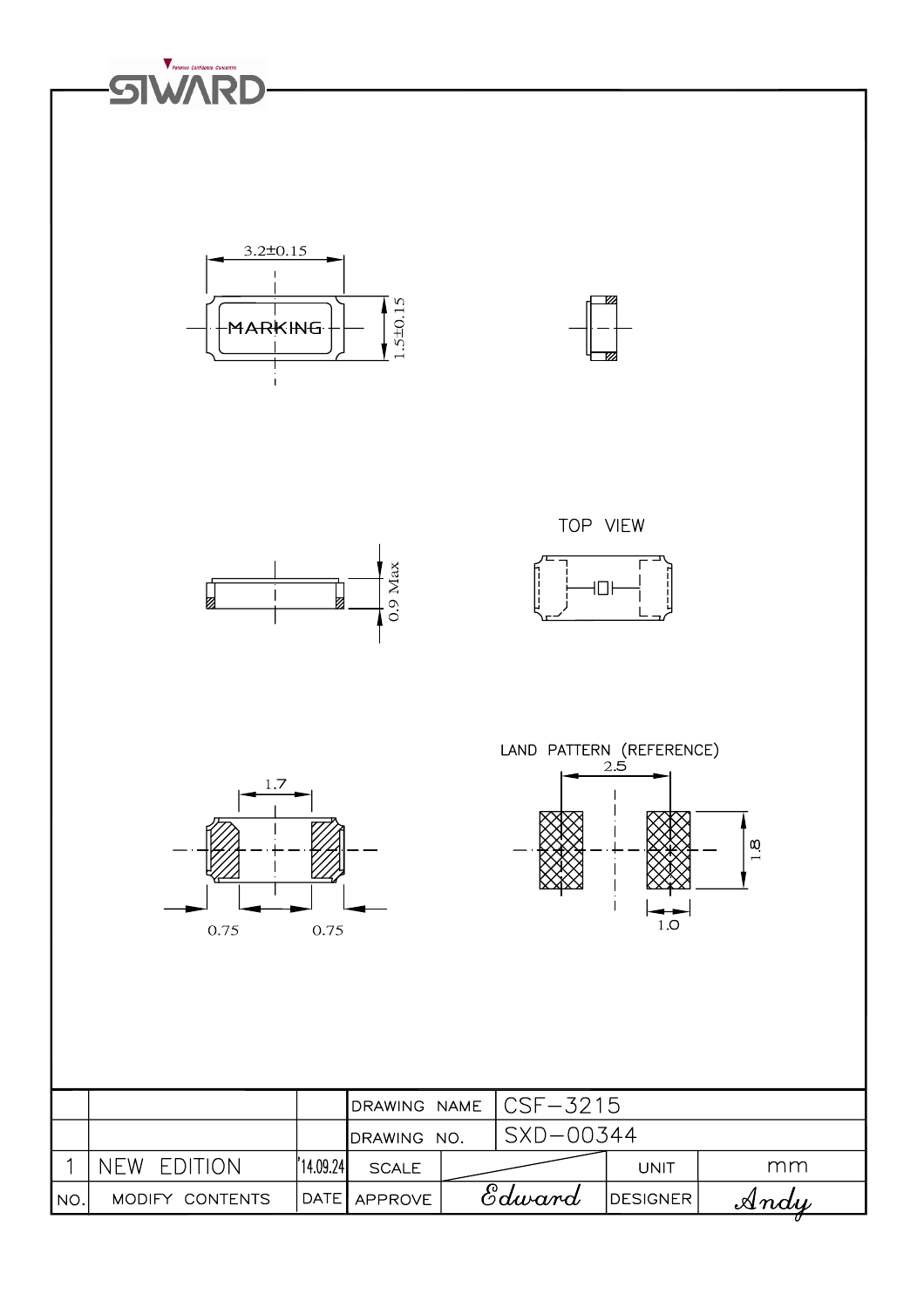SIWARD

3.2±0.15

MARKING

1.5±0.15

0.9 Max

TOP VIEW

1.7

0.75 0.75

LAND PATTERN (REFERENCE)

2.5

1.8

1.0

|  |  |  | DRAWING NAME | CSF−3215 |  |  |
|---|---|---|---|---|---|---|
|  |  |  | DRAWING NO. | SXD−00344 |  |  |
| 1 | NEW EDITION | '14.09.24 | SCALE |  | UNIT | mm |
| NO. | MODIFY CONTENTS | DATE | APPROVE | Edward | DESIGNER | Andy |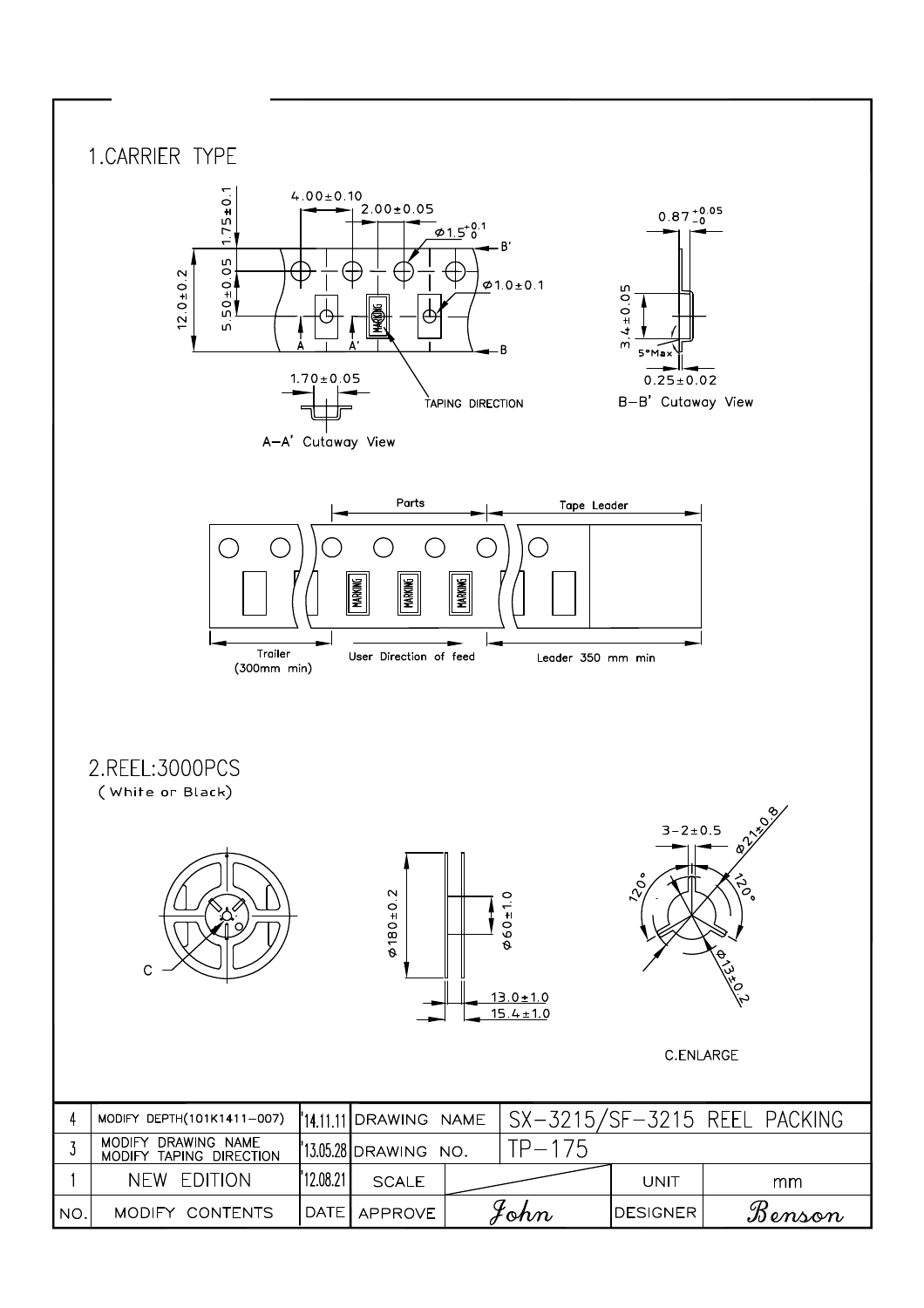## 1.CARRIER TYPE

4.00±0.10

2.00±0.05

1.75±0.1

$\phi 1.5^{+0.1}_{0}$

B'

12.0±0.2

5.50±0.05

$\phi 1.0 \pm 0.1$

MARKING

A A'

B

1.70±0.05

TAPING DIRECTION

A–A' Cutaway View

$0.87^{+0.05}_{-0}$

3.4±0.05

5°Max

0.25±0.02

B–B' Cutaway View

Parts

Tape Leader

MARKING MARKING MARKING

Trailer
(300mm min)

User Direction of feed

Leader 350 mm min

## 2.REEL:3000PCS

(White or Black)

C

$\phi 180 \pm 0.2$

$\phi 60 \pm 1.0$

13.0±1.0

15.4±1.0

3–2±0.5

$\phi 21 \pm 0.8$

120°

120°

$\phi 13 \pm 0.2$

C.ENLARGE

| NO. | MODIFY CONTENTS | DATE | | | | |
|---|---|---|---|---|---|---|
| 4 | MODIFY DEPTH(101K1411–007) | '14.11.11 | DRAWING NAME | SX–3215/SF–3215 REEL PACKING | | |
| 3 | MODIFY DRAWING NAME<br>MODIFY TAPING DIRECTION | '13.05.28 | DRAWING NO. | TP–175 | | |
| 1 | NEW EDITION | '12.08.21 | SCALE | | UNIT | mm |
| NO. | MODIFY CONTENTS | DATE | APPROVE | John | DESIGNER | Benson |